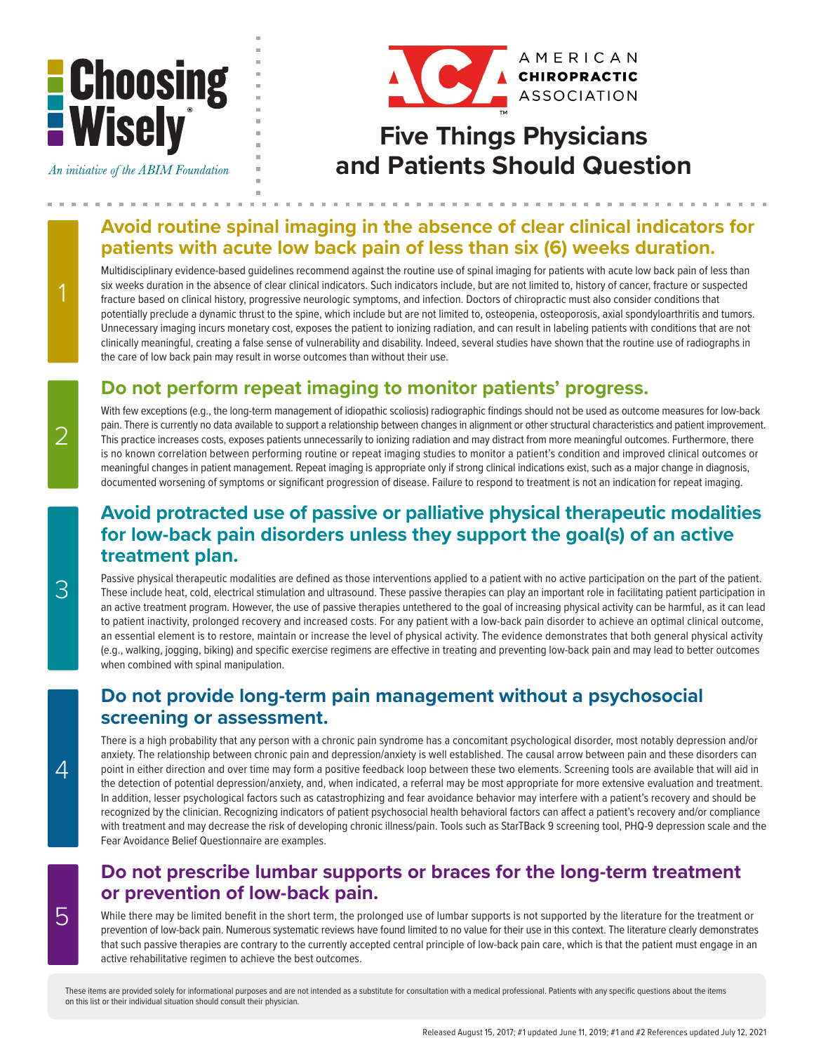# Choosing Wisely®

*An initiative of the ABIM Foundation*

AMERICAN CHIROPRACTIC ASSOCIATION

# Five Things Physicians and Patients Should Question

## 1 Avoid routine spinal imaging in the absence of clear clinical indicators for patients with acute low back pain of less than six (6) weeks duration.

Multidisciplinary evidence-based guidelines recommend against the routine use of spinal imaging for patients with acute low back pain of less than six weeks duration in the absence of clear clinical indicators. Such indicators include, but are not limited to, history of cancer, fracture or suspected fracture based on clinical history, progressive neurologic symptoms, and infection. Doctors of chiropractic must also consider conditions that potentially preclude a dynamic thrust to the spine, which include but are not limited to, osteopenia, osteoporosis, axial spondyloarthritis and tumors. Unnecessary imaging incurs monetary cost, exposes the patient to ionizing radiation, and can result in labeling patients with conditions that are not clinically meaningful, creating a false sense of vulnerability and disability. Indeed, several studies have shown that the routine use of radiographs in the care of low back pain may result in worse outcomes than without their use.

## 2 Do not perform repeat imaging to monitor patients' progress.

With few exceptions (e.g., the long-term management of idiopathic scoliosis) radiographic findings should not be used as outcome measures for low-back pain. There is currently no data available to support a relationship between changes in alignment or other structural characteristics and patient improvement. This practice increases costs, exposes patients unnecessarily to ionizing radiation and may distract from more meaningful outcomes. Furthermore, there is no known correlation between performing routine or repeat imaging studies to monitor a patient's condition and improved clinical outcomes or meaningful changes in patient management. Repeat imaging is appropriate only if strong clinical indications exist, such as a major change in diagnosis, documented worsening of symptoms or significant progression of disease. Failure to respond to treatment is not an indication for repeat imaging.

## 3 Avoid protracted use of passive or palliative physical therapeutic modalities for low-back pain disorders unless they support the goal(s) of an active treatment plan.

Passive physical therapeutic modalities are defined as those interventions applied to a patient with no active participation on the part of the patient. These include heat, cold, electrical stimulation and ultrasound. These passive therapies can play an important role in facilitating patient participation in an active treatment program. However, the use of passive therapies untethered to the goal of increasing physical activity can be harmful, as it can lead to patient inactivity, prolonged recovery and increased costs. For any patient with a low-back pain disorder to achieve an optimal clinical outcome, an essential element is to restore, maintain or increase the level of physical activity. The evidence demonstrates that both general physical activity (e.g., walking, jogging, biking) and specific exercise regimens are effective in treating and preventing low-back pain and may lead to better outcomes when combined with spinal manipulation.

## 4 Do not provide long-term pain management without a psychosocial screening or assessment.

There is a high probability that any person with a chronic pain syndrome has a concomitant psychological disorder, most notably depression and/or anxiety. The relationship between chronic pain and depression/anxiety is well established. The causal arrow between pain and these disorders can point in either direction and over time may form a positive feedback loop between these two elements. Screening tools are available that will aid in the detection of potential depression/anxiety, and, when indicated, a referral may be most appropriate for more extensive evaluation and treatment. In addition, lesser psychological factors such as catastrophizing and fear avoidance behavior may interfere with a patient's recovery and should be recognized by the clinician. Recognizing indicators of patient psychosocial health behavioral factors can affect a patient's recovery and/or compliance with treatment and may decrease the risk of developing chronic illness/pain. Tools such as StarTBack 9 screening tool, PHQ-9 depression scale and the Fear Avoidance Belief Questionnaire are examples.

## 5 Do not prescribe lumbar supports or braces for the long-term treatment or prevention of low-back pain.

While there may be limited benefit in the short term, the prolonged use of lumbar supports is not supported by the literature for the treatment or prevention of low-back pain. Numerous systematic reviews have found limited to no value for their use in this context. The literature clearly demonstrates that such passive therapies are contrary to the currently accepted central principle of low-back pain care, which is that the patient must engage in an active rehabilitative regimen to achieve the best outcomes.

These items are provided solely for informational purposes and are not intended as a substitute for consultation with a medical professional. Patients with any specific questions about the items on this list or their individual situation should consult their physician.

Released August 15, 2017; #1 updated June 11, 2019; #1 and #2 References updated July 12, 2021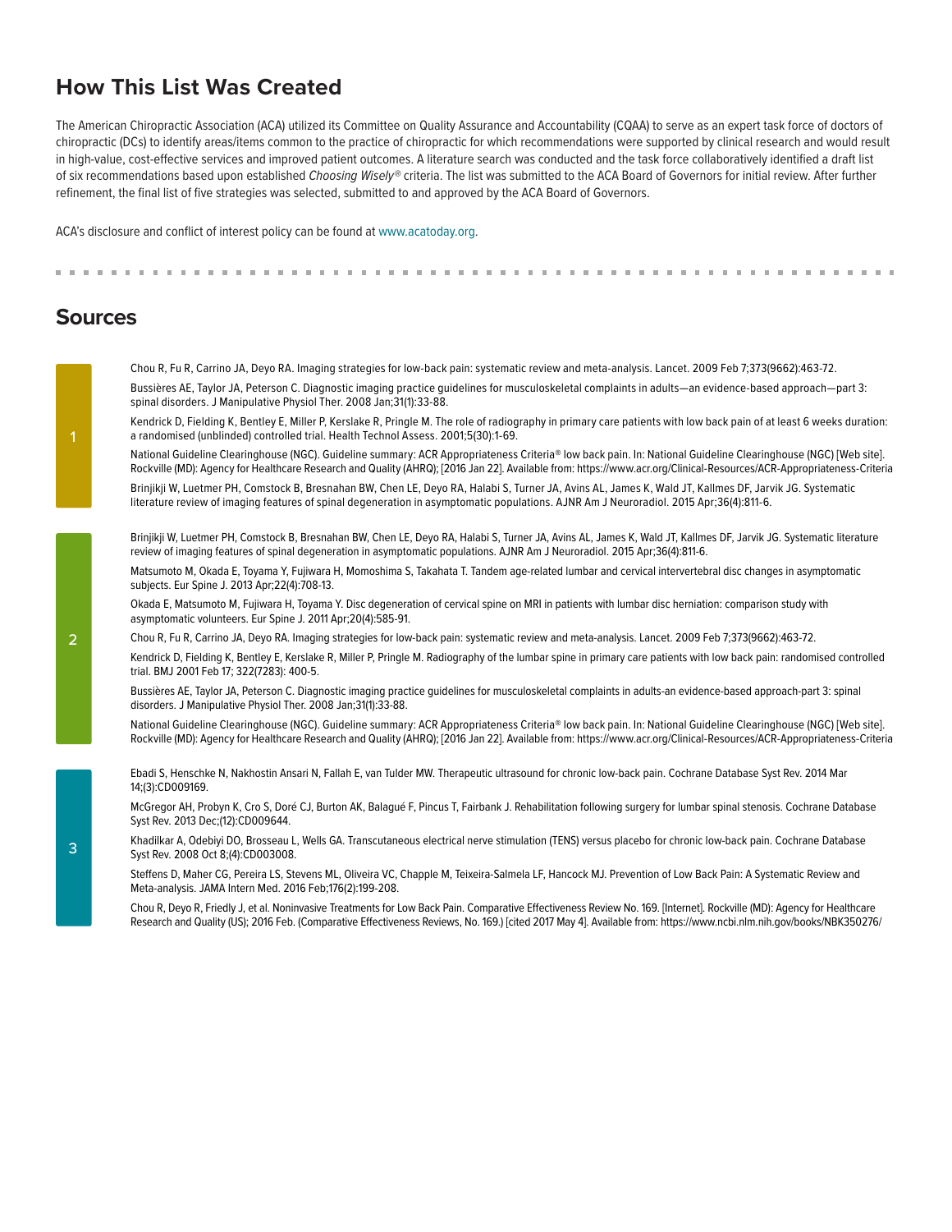## How This List Was Created

The American Chiropractic Association (ACA) utilized its Committee on Quality Assurance and Accountability (CQAA) to serve as an expert task force of doctors of chiropractic (DCs) to identify areas/items common to the practice of chiropractic for which recommendations were supported by clinical research and would result in high-value, cost-effective services and improved patient outcomes. A literature search was conducted and the task force collaboratively identified a draft list of six recommendations based upon established *Choosing Wisely*® criteria. The list was submitted to the ACA Board of Governors for initial review. After further refinement, the final list of five strategies was selected, submitted to and approved by the ACA Board of Governors.

ACA's disclosure and conflict of interest policy can be found at www.acatoday.org.

## Sources

**1**

Chou R, Fu R, Carrino JA, Deyo RA. Imaging strategies for low-back pain: systematic review and meta-analysis. Lancet. 2009 Feb 7;373(9662):463-72.

Bussières AE, Taylor JA, Peterson C. Diagnostic imaging practice guidelines for musculoskeletal complaints in adults—an evidence-based approach—part 3: spinal disorders. J Manipulative Physiol Ther. 2008 Jan;31(1):33-88.

Kendrick D, Fielding K, Bentley E, Miller P, Kerslake R, Pringle M. The role of radiography in primary care patients with low back pain of at least 6 weeks duration: a randomised (unblinded) controlled trial. Health Technol Assess. 2001;5(30):1-69.

National Guideline Clearinghouse (NGC). Guideline summary: ACR Appropriateness Criteria® low back pain. In: National Guideline Clearinghouse (NGC) [Web site]. Rockville (MD): Agency for Healthcare Research and Quality (AHRQ); [2016 Jan 22]. Available from: https://www.acr.org/Clinical-Resources/ACR-Appropriateness-Criteria

Brinjikji W, Luetmer PH, Comstock B, Bresnahan BW, Chen LE, Deyo RA, Halabi S, Turner JA, Avins AL, James K, Wald JT, Kallmes DF, Jarvik JG. Systematic literature review of imaging features of spinal degeneration in asymptomatic populations. AJNR Am J Neuroradiol. 2015 Apr;36(4):811-6.

**2**

Brinjikji W, Luetmer PH, Comstock B, Bresnahan BW, Chen LE, Deyo RA, Halabi S, Turner JA, Avins AL, James K, Wald JT, Kallmes DF, Jarvik JG. Systematic literature review of imaging features of spinal degeneration in asymptomatic populations. AJNR Am J Neuroradiol. 2015 Apr;36(4):811-6.

Matsumoto M, Okada E, Toyama Y, Fujiwara H, Momoshima S, Takahata T. Tandem age-related lumbar and cervical intervertebral disc changes in asymptomatic subjects. Eur Spine J. 2013 Apr;22(4):708-13.

Okada E, Matsumoto M, Fujiwara H, Toyama Y. Disc degeneration of cervical spine on MRI in patients with lumbar disc herniation: comparison study with asymptomatic volunteers. Eur Spine J. 2011 Apr;20(4):585-91.

Chou R, Fu R, Carrino JA, Deyo RA. Imaging strategies for low-back pain: systematic review and meta-analysis. Lancet. 2009 Feb 7;373(9662):463-72.

Kendrick D, Fielding K, Bentley E, Kerslake R, Miller P, Pringle M. Radiography of the lumbar spine in primary care patients with low back pain: randomised controlled trial. BMJ 2001 Feb 17; 322(7283): 400-5.

Bussières AE, Taylor JA, Peterson C. Diagnostic imaging practice guidelines for musculoskeletal complaints in adults-an evidence-based approach-part 3: spinal disorders. J Manipulative Physiol Ther. 2008 Jan;31(1):33-88.

National Guideline Clearinghouse (NGC). Guideline summary: ACR Appropriateness Criteria® low back pain. In: National Guideline Clearinghouse (NGC) [Web site]. Rockville (MD): Agency for Healthcare Research and Quality (AHRQ); [2016 Jan 22]. Available from: https://www.acr.org/Clinical-Resources/ACR-Appropriateness-Criteria

**3**

Ebadi S, Henschke N, Nakhostin Ansari N, Fallah E, van Tulder MW. Therapeutic ultrasound for chronic low-back pain. Cochrane Database Syst Rev. 2014 Mar 14;(3):CD009169.

McGregor AH, Probyn K, Cro S, Doré CJ, Burton AK, Balagué F, Pincus T, Fairbank J. Rehabilitation following surgery for lumbar spinal stenosis. Cochrane Database Syst Rev. 2013 Dec;(12):CD009644.

Khadilkar A, Odebiyi DO, Brosseau L, Wells GA. Transcutaneous electrical nerve stimulation (TENS) versus placebo for chronic low-back pain. Cochrane Database Syst Rev. 2008 Oct 8;(4):CD003008.

Steffens D, Maher CG, Pereira LS, Stevens ML, Oliveira VC, Chapple M, Teixeira-Salmela LF, Hancock MJ. Prevention of Low Back Pain: A Systematic Review and Meta-analysis. JAMA Intern Med. 2016 Feb;176(2):199-208.

Chou R, Deyo R, Friedly J, et al. Noninvasive Treatments for Low Back Pain. Comparative Effectiveness Review No. 169. [Internet]. Rockville (MD): Agency for Healthcare Research and Quality (US); 2016 Feb. (Comparative Effectiveness Reviews, No. 169.) [cited 2017 May 4]. Available from: https://www.ncbi.nlm.nih.gov/books/NBK350276/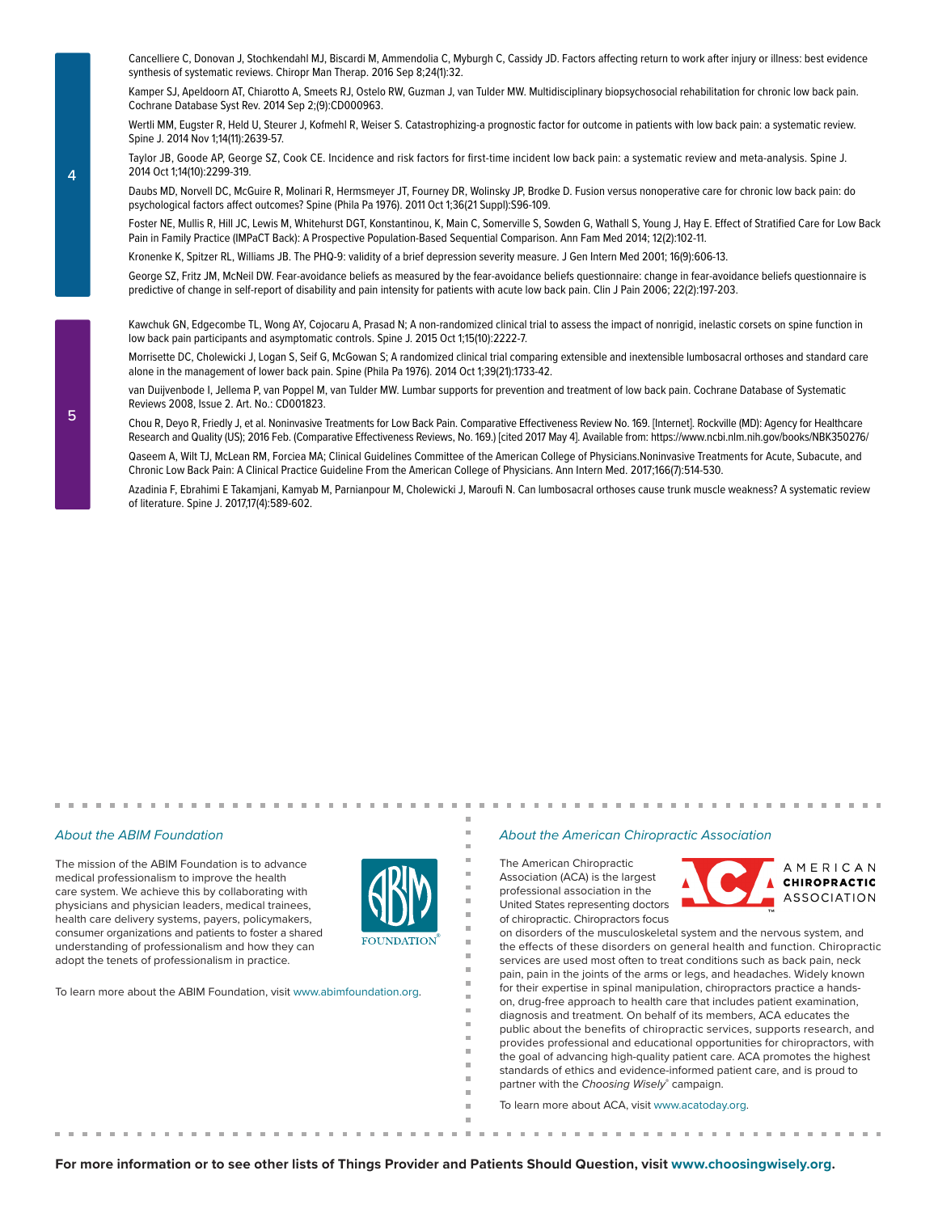4

Cancelliere C, Donovan J, Stochkendahl MJ, Biscardi M, Ammendolia C, Myburgh C, Cassidy JD. Factors affecting return to work after injury or illness: best evidence synthesis of systematic reviews. Chiropr Man Therap. 2016 Sep 8;24(1):32.

Kamper SJ, Apeldoorn AT, Chiarotto A, Smeets RJ, Ostelo RW, Guzman J, van Tulder MW. Multidisciplinary biopsychosocial rehabilitation for chronic low back pain. Cochrane Database Syst Rev. 2014 Sep 2;(9):CD000963.

Wertli MM, Eugster R, Held U, Steurer J, Kofmehl R, Weiser S. Catastrophizing-a prognostic factor for outcome in patients with low back pain: a systematic review. Spine J. 2014 Nov 1;14(11):2639-57.

Taylor JB, Goode AP, George SZ, Cook CE. Incidence and risk factors for first-time incident low back pain: a systematic review and meta-analysis. Spine J. 2014 Oct 1;14(10):2299-319.

Daubs MD, Norvell DC, McGuire R, Molinari R, Hermsmeyer JT, Fourney DR, Wolinsky JP, Brodke D. Fusion versus nonoperative care for chronic low back pain: do psychological factors affect outcomes? Spine (Phila Pa 1976). 2011 Oct 1;36(21 Suppl):S96-109.

Foster NE, Mullis R, Hill JC, Lewis M, Whitehurst DGT, Constantinou, K, Main C, Somerville S, Sowden G, Wathall S, Young J, Hay E. Effect of Stratified Care for Low Back Pain in Family Practice (IMPaCT Back): A Prospective Population-Based Sequential Comparison. Ann Fam Med 2014; 12(2):102-11.

Kronenke K, Spitzer RL, Williams JB. The PHQ-9: validity of a brief depression severity measure. J Gen Intern Med 2001; 16(9):606-13.

George SZ, Fritz JM, McNeil DW. Fear-avoidance beliefs as measured by the fear-avoidance beliefs questionnaire: change in fear-avoidance beliefs questionnaire is predictive of change in self-report of disability and pain intensity for patients with acute low back pain. Clin J Pain 2006; 22(2):197-203.

5

Kawchuk GN, Edgecombe TL, Wong AY, Cojocaru A, Prasad N; A non-randomized clinical trial to assess the impact of nonrigid, inelastic corsets on spine function in low back pain participants and asymptomatic controls. Spine J. 2015 Oct 1;15(10):2222-7.

Morrisette DC, Cholewicki J, Logan S, Seif G, McGowan S; A randomized clinical trial comparing extensible and inextensible lumbosacral orthoses and standard care alone in the management of lower back pain. Spine (Phila Pa 1976). 2014 Oct 1;39(21):1733-42.

van Duijvenbode I, Jellema P, van Poppel M, van Tulder MW. Lumbar supports for prevention and treatment of low back pain. Cochrane Database of Systematic Reviews 2008, Issue 2. Art. No.: CD001823.

Chou R, Deyo R, Friedly J, et al. Noninvasive Treatments for Low Back Pain. Comparative Effectiveness Review No. 169. [Internet]. Rockville (MD): Agency for Healthcare Research and Quality (US); 2016 Feb. (Comparative Effectiveness Reviews, No. 169.) [cited 2017 May 4]. Available from: https://www.ncbi.nlm.nih.gov/books/NBK350276/

Qaseem A, Wilt TJ, McLean RM, Forciea MA; Clinical Guidelines Committee of the American College of Physicians.Noninvasive Treatments for Acute, Subacute, and Chronic Low Back Pain: A Clinical Practice Guideline From the American College of Physicians. Ann Intern Med. 2017;166(7):514-530.

Azadinia F, Ebrahimi E Takamjani, Kamyab M, Parnianpour M, Cholewicki J, Maroufi N. Can lumbosacral orthoses cause trunk muscle weakness? A systematic review of literature. Spine J. 2017;17(4):589-602.

### *About the ABIM Foundation*

The mission of the ABIM Foundation is to advance medical professionalism to improve the health care system. We achieve this by collaborating with physicians and physician leaders, medical trainees, health care delivery systems, payers, policymakers, consumer organizations and patients to foster a shared understanding of professionalism and how they can adopt the tenets of professionalism in practice.

To learn more about the ABIM Foundation, visit www.abimfoundation.org.

### *About the American Chiropractic Association*

The American Chiropractic Association (ACA) is the largest professional association in the United States representing doctors of chiropractic. Chiropractors focus on disorders of the musculoskeletal system and the nervous system, and the effects of these disorders on general health and function. Chiropractic services are used most often to treat conditions such as back pain, neck pain, pain in the joints of the arms or legs, and headaches. Widely known for their expertise in spinal manipulation, chiropractors practice a hands-on, drug-free approach to health care that includes patient examination, diagnosis and treatment. On behalf of its members, ACA educates the public about the benefits of chiropractic services, supports research, and provides professional and educational opportunities for chiropractors, with the goal of advancing high-quality patient care. ACA promotes the highest standards of ethics and evidence-informed patient care, and is proud to partner with the *Choosing Wisely®* campaign.

To learn more about ACA, visit www.acatoday.org.

**For more information or to see other lists of Things Provider and Patients Should Question, visit www.choosingwisely.org.**